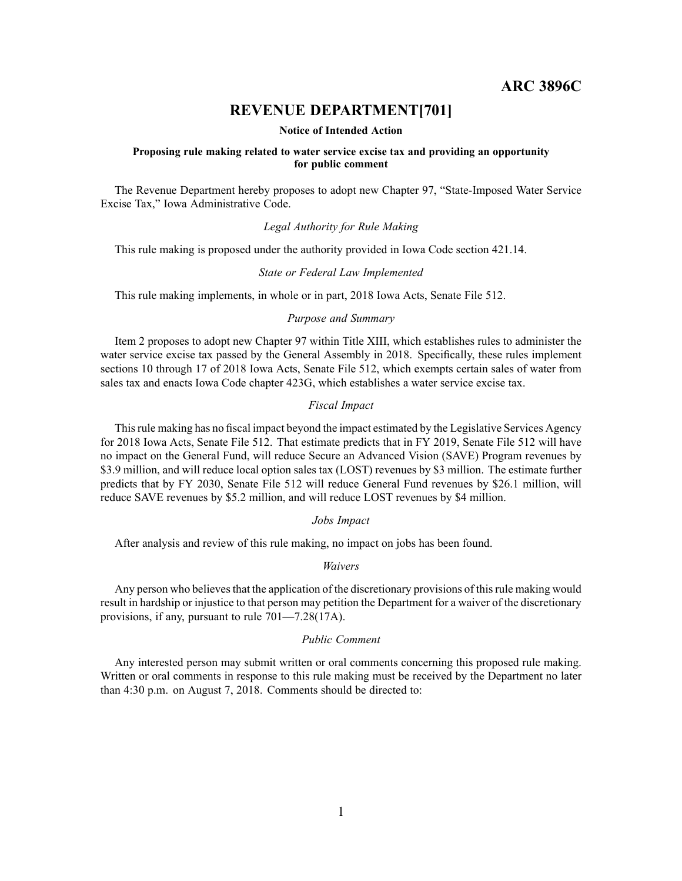# ARC 3896C

## REVENUE DEPARTMENT[701]

**Notice of Intended Action**

**Proposing rule making related to water service excise tax and providing an opportunity for public comment**

The Revenue Department hereby proposes to adopt new Chapter 97, "State-Imposed Water Service Excise Tax," Iowa Administrative Code.

*Legal Authority for Rule Making*

This rule making is proposed under the authority provided in Iowa Code section 421.14.

*State or Federal Law Implemented*

This rule making implements, in whole or in part, 2018 Iowa Acts, Senate File 512.

*Purpose and Summary*

Item 2 proposes to adopt new Chapter 97 within Title XIII, which establishes rules to administer the water service excise tax passed by the General Assembly in 2018. Specifically, these rules implement sections 10 through 17 of 2018 Iowa Acts, Senate File 512, which exempts certain sales of water from sales tax and enacts Iowa Code chapter 423G, which establishes a water service excise tax.

*Fiscal Impact*

This rule making has no fiscal impact beyond the impact estimated by the Legislative Services Agency for 2018 Iowa Acts, Senate File 512. That estimate predicts that in FY 2019, Senate File 512 will have no impact on the General Fund, will reduce Secure an Advanced Vision (SAVE) Program revenues by \$3.9 million, and will reduce local option sales tax (LOST) revenues by \$3 million. The estimate further predicts that by FY 2030, Senate File 512 will reduce General Fund revenues by \$26.1 million, will reduce SAVE revenues by \$5.2 million, and will reduce LOST revenues by \$4 million.

*Jobs Impact*

After analysis and review of this rule making, no impact on jobs has been found.

*Waivers*

Any person who believes that the application of the discretionary provisions of this rule making would result in hardship or injustice to that person may petition the Department for a waiver of the discretionary provisions, if any, pursuant to rule 701—7.28(17A).

*Public Comment*

Any interested person may submit written or oral comments concerning this proposed rule making. Written or oral comments in response to this rule making must be received by the Department no later than 4:30 p.m. on August 7, 2018. Comments should be directed to: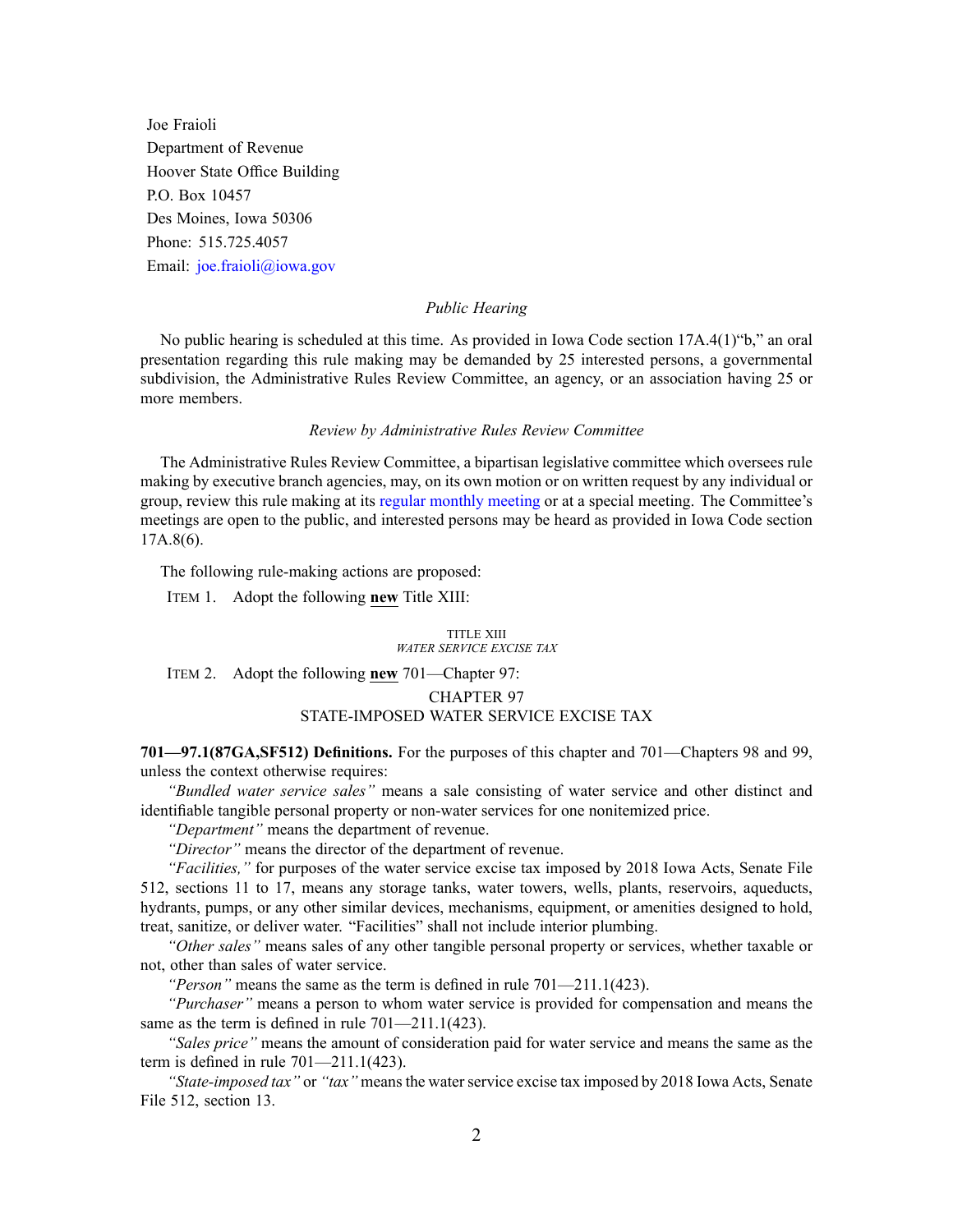Joe Fraioli
Department of Revenue
Hoover State Office Building
P.O. Box 10457
Des Moines, Iowa 50306
Phone: 515.725.4057
Email: joe.fraioli@iowa.gov

*Public Hearing*

No public hearing is scheduled at this time. As provided in Iowa Code section 17A.4(1)"b," an oral presentation regarding this rule making may be demanded by 25 interested persons, a governmental subdivision, the Administrative Rules Review Committee, an agency, or an association having 25 or more members.

*Review by Administrative Rules Review Committee*

The Administrative Rules Review Committee, a bipartisan legislative committee which oversees rule making by executive branch agencies, may, on its own motion or on written request by any individual or group, review this rule making at its regular monthly meeting or at a special meeting. The Committee's meetings are open to the public, and interested persons may be heard as provided in Iowa Code section 17A.8(6).

The following rule-making actions are proposed:

ITEM 1. Adopt the following **new** Title XIII:

TITLE XIII
*WATER SERVICE EXCISE TAX*

ITEM 2. Adopt the following **new** 701—Chapter 97:

CHAPTER 97
STATE-IMPOSED WATER SERVICE EXCISE TAX

**701—97.1(87GA,SF512) Definitions.** For the purposes of this chapter and 701—Chapters 98 and 99, unless the context otherwise requires:

*"Bundled water service sales"* means a sale consisting of water service and other distinct and identifiable tangible personal property or non-water services for one nonitemized price.

*"Department"* means the department of revenue.

*"Director"* means the director of the department of revenue.

*"Facilities,"* for purposes of the water service excise tax imposed by 2018 Iowa Acts, Senate File 512, sections 11 to 17, means any storage tanks, water towers, wells, plants, reservoirs, aqueducts, hydrants, pumps, or any other similar devices, mechanisms, equipment, or amenities designed to hold, treat, sanitize, or deliver water. "Facilities" shall not include interior plumbing.

*"Other sales"* means sales of any other tangible personal property or services, whether taxable or not, other than sales of water service.

*"Person"* means the same as the term is defined in rule 701—211.1(423).

*"Purchaser"* means a person to whom water service is provided for compensation and means the same as the term is defined in rule 701—211.1(423).

*"Sales price"* means the amount of consideration paid for water service and means the same as the term is defined in rule 701—211.1(423).

*"State-imposed tax"* or *"tax"* means the water service excise tax imposed by 2018 Iowa Acts, Senate File 512, section 13.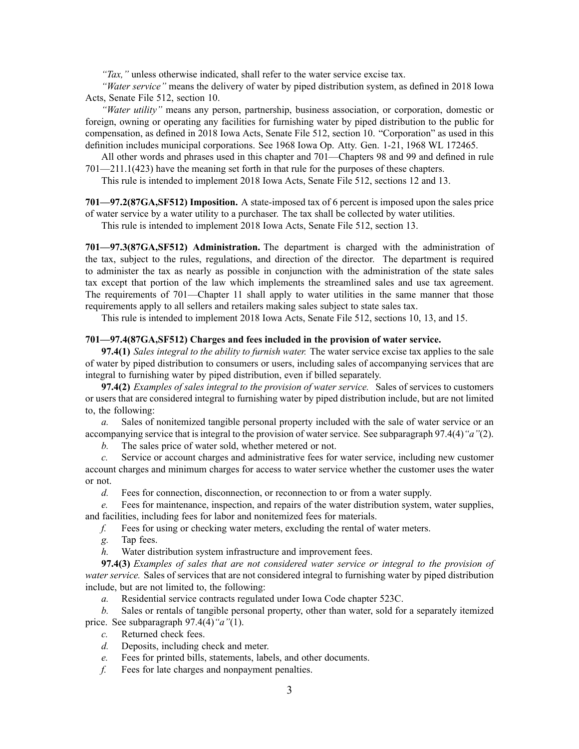*"Tax,"* unless otherwise indicated, shall refer to the water service excise tax.

*"Water service"* means the delivery of water by piped distribution system, as defined in 2018 Iowa Acts, Senate File 512, section 10.

*"Water utility"* means any person, partnership, business association, or corporation, domestic or foreign, owning or operating any facilities for furnishing water by piped distribution to the public for compensation, as defined in 2018 Iowa Acts, Senate File 512, section 10. "Corporation" as used in this definition includes municipal corporations. See 1968 Iowa Op. Atty. Gen. 1-21, 1968 WL 172465.

All other words and phrases used in this chapter and 701—Chapters 98 and 99 and defined in rule 701—211.1(423) have the meaning set forth in that rule for the purposes of these chapters.

This rule is intended to implement 2018 Iowa Acts, Senate File 512, sections 12 and 13.

**701—97.2(87GA,SF512) Imposition.** A state-imposed tax of 6 percent is imposed upon the sales price of water service by a water utility to a purchaser. The tax shall be collected by water utilities.

This rule is intended to implement 2018 Iowa Acts, Senate File 512, section 13.

**701—97.3(87GA,SF512) Administration.** The department is charged with the administration of the tax, subject to the rules, regulations, and direction of the director. The department is required to administer the tax as nearly as possible in conjunction with the administration of the state sales tax except that portion of the law which implements the streamlined sales and use tax agreement. The requirements of 701—Chapter 11 shall apply to water utilities in the same manner that those requirements apply to all sellers and retailers making sales subject to state sales tax.

This rule is intended to implement 2018 Iowa Acts, Senate File 512, sections 10, 13, and 15.

**701—97.4(87GA,SF512) Charges and fees included in the provision of water service.**

**97.4(1)** *Sales integral to the ability to furnish water.* The water service excise tax applies to the sale of water by piped distribution to consumers or users, including sales of accompanying services that are integral to furnishing water by piped distribution, even if billed separately.

**97.4(2)** *Examples of sales integral to the provision of water service.* Sales of services to customers or users that are considered integral to furnishing water by piped distribution include, but are not limited to, the following:

*a.* Sales of nonitemized tangible personal property included with the sale of water service or an accompanying service that is integral to the provision of water service. See subparagraph 97.4(4)*"a"*(2).

*b.* The sales price of water sold, whether metered or not.

*c.* Service or account charges and administrative fees for water service, including new customer account charges and minimum charges for access to water service whether the customer uses the water or not.

*d.* Fees for connection, disconnection, or reconnection to or from a water supply.

*e.* Fees for maintenance, inspection, and repairs of the water distribution system, water supplies, and facilities, including fees for labor and nonitemized fees for materials.

*f.* Fees for using or checking water meters, excluding the rental of water meters.

*g.* Tap fees.

*h.* Water distribution system infrastructure and improvement fees.

**97.4(3)** *Examples of sales that are not considered water service or integral to the provision of water service.* Sales of services that are not considered integral to furnishing water by piped distribution include, but are not limited to, the following:

*a.* Residential service contracts regulated under Iowa Code chapter 523C.

*b.* Sales or rentals of tangible personal property, other than water, sold for a separately itemized price. See subparagraph 97.4(4)*"a"*(1).

*c.* Returned check fees.

*d.* Deposits, including check and meter.

*e.* Fees for printed bills, statements, labels, and other documents.

*f.* Fees for late charges and nonpayment penalties.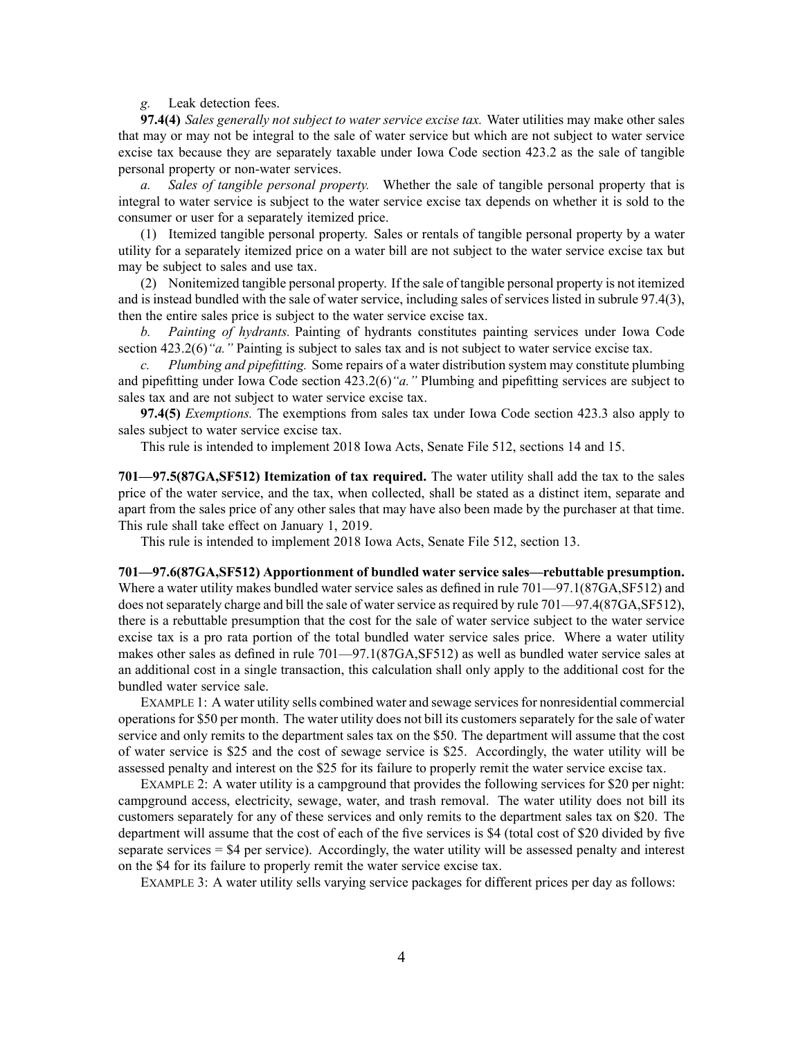*g.* Leak detection fees.

**97.4(4)** *Sales generally not subject to water service excise tax.* Water utilities may make other sales that may or may not be integral to the sale of water service but which are not subject to water service excise tax because they are separately taxable under Iowa Code section 423.2 as the sale of tangible personal property or non-water services.

*a. Sales of tangible personal property.* Whether the sale of tangible personal property that is integral to water service is subject to the water service excise tax depends on whether it is sold to the consumer or user for a separately itemized price.

(1) Itemized tangible personal property. Sales or rentals of tangible personal property by a water utility for a separately itemized price on a water bill are not subject to the water service excise tax but may be subject to sales and use tax.

(2) Nonitemized tangible personal property. If the sale of tangible personal property is not itemized and is instead bundled with the sale of water service, including sales of services listed in subrule 97.4(3), then the entire sales price is subject to the water service excise tax.

*b. Painting of hydrants.* Painting of hydrants constitutes painting services under Iowa Code section 423.2(6)*"a."* Painting is subject to sales tax and is not subject to water service excise tax.

*c. Plumbing and pipefitting.* Some repairs of a water distribution system may constitute plumbing and pipefitting under Iowa Code section 423.2(6)*"a."* Plumbing and pipefitting services are subject to sales tax and are not subject to water service excise tax.

**97.4(5)** *Exemptions.* The exemptions from sales tax under Iowa Code section 423.3 also apply to sales subject to water service excise tax.

This rule is intended to implement 2018 Iowa Acts, Senate File 512, sections 14 and 15.

**701—97.5(87GA,SF512) Itemization of tax required.** The water utility shall add the tax to the sales price of the water service, and the tax, when collected, shall be stated as a distinct item, separate and apart from the sales price of any other sales that may have also been made by the purchaser at that time. This rule shall take effect on January 1, 2019.

This rule is intended to implement 2018 Iowa Acts, Senate File 512, section 13.

**701—97.6(87GA,SF512) Apportionment of bundled water service sales—rebuttable presumption.** Where a water utility makes bundled water service sales as defined in rule 701—97.1(87GA,SF512) and does not separately charge and bill the sale of water service as required by rule 701—97.4(87GA,SF512), there is a rebuttable presumption that the cost for the sale of water service subject to the water service excise tax is a pro rata portion of the total bundled water service sales price. Where a water utility makes other sales as defined in rule 701—97.1(87GA,SF512) as well as bundled water service sales at an additional cost in a single transaction, this calculation shall only apply to the additional cost for the bundled water service sale.

EXAMPLE 1: A water utility sells combined water and sewage services for nonresidential commercial operations for $50 per month. The water utility does not bill its customers separately for the sale of water service and only remits to the department sales tax on the $50. The department will assume that the cost of water service is $25 and the cost of sewage service is $25. Accordingly, the water utility will be assessed penalty and interest on the $25 for its failure to properly remit the water service excise tax.

EXAMPLE 2: A water utility is a campground that provides the following services for $20 per night: campground access, electricity, sewage, water, and trash removal. The water utility does not bill its customers separately for any of these services and only remits to the department sales tax on $20. The department will assume that the cost of each of the five services is $4 (total cost of $20 divided by five separate services = $4 per service). Accordingly, the water utility will be assessed penalty and interest on the $4 for its failure to properly remit the water service excise tax.

EXAMPLE 3: A water utility sells varying service packages for different prices per day as follows: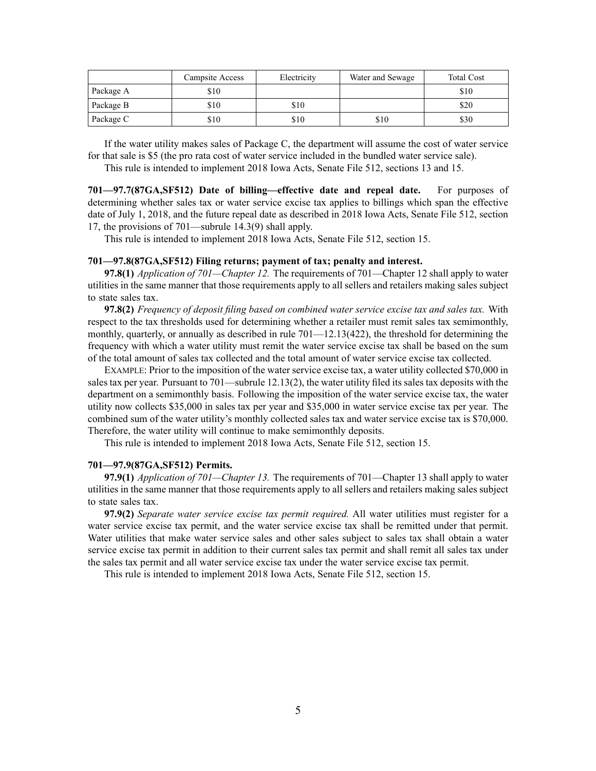| | Campsite Access | Electricity | Water and Sewage | Total Cost |
|---|---|---|---|---|
| Package A | $10 | | | $10 |
| Package B | $10 | $10 | | $20 |
| Package C | $10 | $10 | $10 | $30 |

If the water utility makes sales of Package C, the department will assume the cost of water service for that sale is $5 (the pro rata cost of water service included in the bundled water service sale).

This rule is intended to implement 2018 Iowa Acts, Senate File 512, sections 13 and 15.

**701—97.7(87GA,SF512) Date of billing—effective date and repeal date.** For purposes of determining whether sales tax or water service excise tax applies to billings which span the effective date of July 1, 2018, and the future repeal date as described in 2018 Iowa Acts, Senate File 512, section 17, the provisions of 701—subrule 14.3(9) shall apply.

This rule is intended to implement 2018 Iowa Acts, Senate File 512, section 15.

**701—97.8(87GA,SF512) Filing returns; payment of tax; penalty and interest.**

**97.8(1)** *Application of 701—Chapter 12.* The requirements of 701—Chapter 12 shall apply to water utilities in the same manner that those requirements apply to all sellers and retailers making sales subject to state sales tax.

**97.8(2)** *Frequency of deposit filing based on combined water service excise tax and sales tax.* With respect to the tax thresholds used for determining whether a retailer must remit sales tax semimonthly, monthly, quarterly, or annually as described in rule 701—12.13(422), the threshold for determining the frequency with which a water utility must remit the water service excise tax shall be based on the sum of the total amount of sales tax collected and the total amount of water service excise tax collected.

EXAMPLE: Prior to the imposition of the water service excise tax, a water utility collected $70,000 in sales tax per year. Pursuant to 701—subrule 12.13(2), the water utility filed its sales tax deposits with the department on a semimonthly basis. Following the imposition of the water service excise tax, the water utility now collects $35,000 in sales tax per year and $35,000 in water service excise tax per year. The combined sum of the water utility's monthly collected sales tax and water service excise tax is $70,000. Therefore, the water utility will continue to make semimonthly deposits.

This rule is intended to implement 2018 Iowa Acts, Senate File 512, section 15.

**701—97.9(87GA,SF512) Permits.**

**97.9(1)** *Application of 701—Chapter 13.* The requirements of 701—Chapter 13 shall apply to water utilities in the same manner that those requirements apply to all sellers and retailers making sales subject to state sales tax.

**97.9(2)** *Separate water service excise tax permit required.* All water utilities must register for a water service excise tax permit, and the water service excise tax shall be remitted under that permit. Water utilities that make water service sales and other sales subject to sales tax shall obtain a water service excise tax permit in addition to their current sales tax permit and shall remit all sales tax under the sales tax permit and all water service excise tax under the water service excise tax permit.

This rule is intended to implement 2018 Iowa Acts, Senate File 512, section 15.